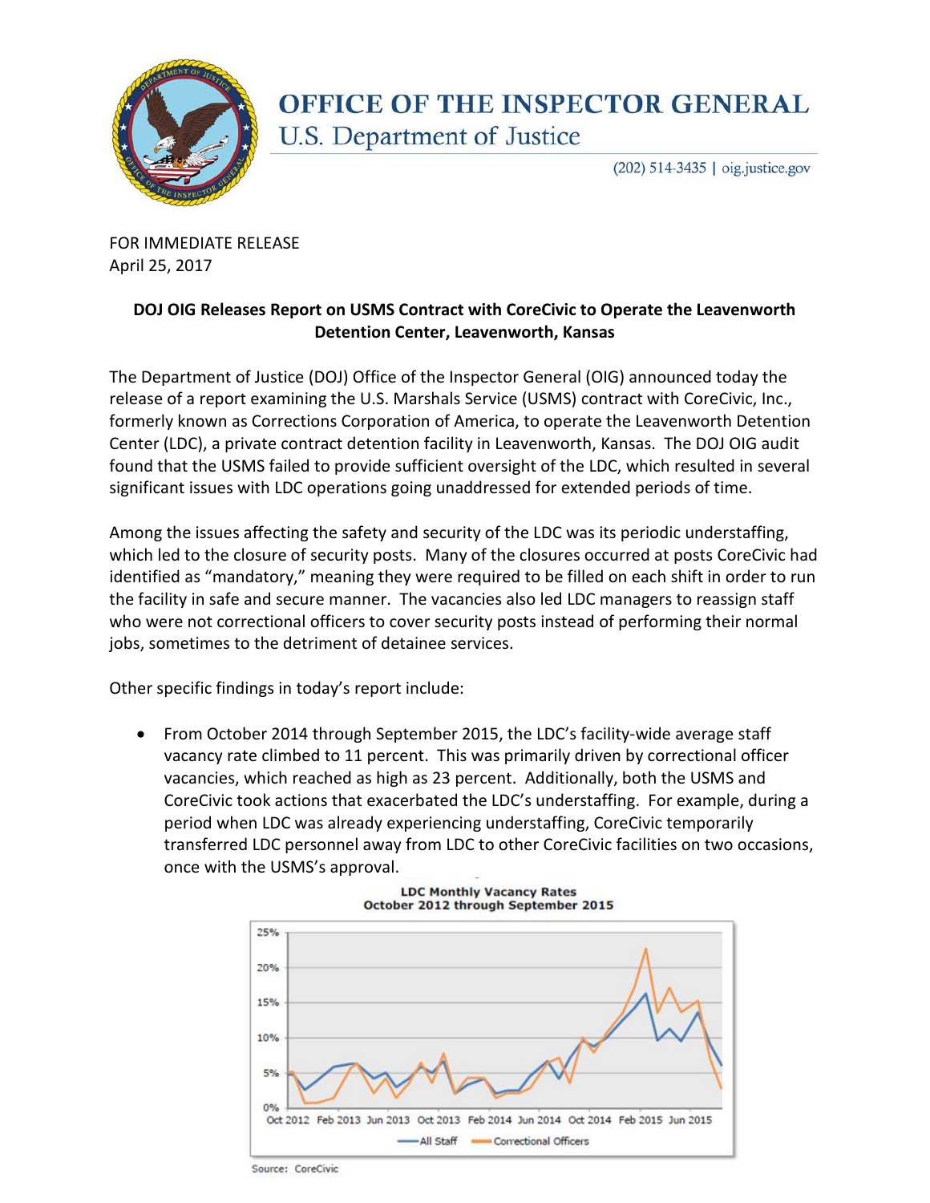# OFFICE OF THE INSPECTOR GENERAL
## U.S. Department of Justice

(202) 514-3435 | oig.justice.gov

FOR IMMEDIATE RELEASE
April 25, 2017

**DOJ OIG Releases Report on USMS Contract with CoreCivic to Operate the Leavenworth Detention Center, Leavenworth, Kansas**

The Department of Justice (DOJ) Office of the Inspector General (OIG) announced today the release of a report examining the U.S. Marshals Service (USMS) contract with CoreCivic, Inc., formerly known as Corrections Corporation of America, to operate the Leavenworth Detention Center (LDC), a private contract detention facility in Leavenworth, Kansas. The DOJ OIG audit found that the USMS failed to provide sufficient oversight of the LDC, which resulted in several significant issues with LDC operations going unaddressed for extended periods of time.

Among the issues affecting the safety and security of the LDC was its periodic understaffing, which led to the closure of security posts. Many of the closures occurred at posts CoreCivic had identified as "mandatory," meaning they were required to be filled on each shift in order to run the facility in safe and secure manner. The vacancies also led LDC managers to reassign staff who were not correctional officers to cover security posts instead of performing their normal jobs, sometimes to the detriment of detainee services.

Other specific findings in today's report include:

- From October 2014 through September 2015, the LDC's facility-wide average staff vacancy rate climbed to 11 percent. This was primarily driven by correctional officer vacancies, which reached as high as 23 percent. Additionally, both the USMS and CoreCivic took actions that exacerbated the LDC's understaffing. For example, during a period when LDC was already experiencing understaffing, CoreCivic temporarily transferred LDC personnel away from LDC to other CoreCivic facilities on two occasions, once with the USMS's approval.

**LDC Monthly Vacancy Rates**
**October 2012 through September 2015**

Source: CoreCivic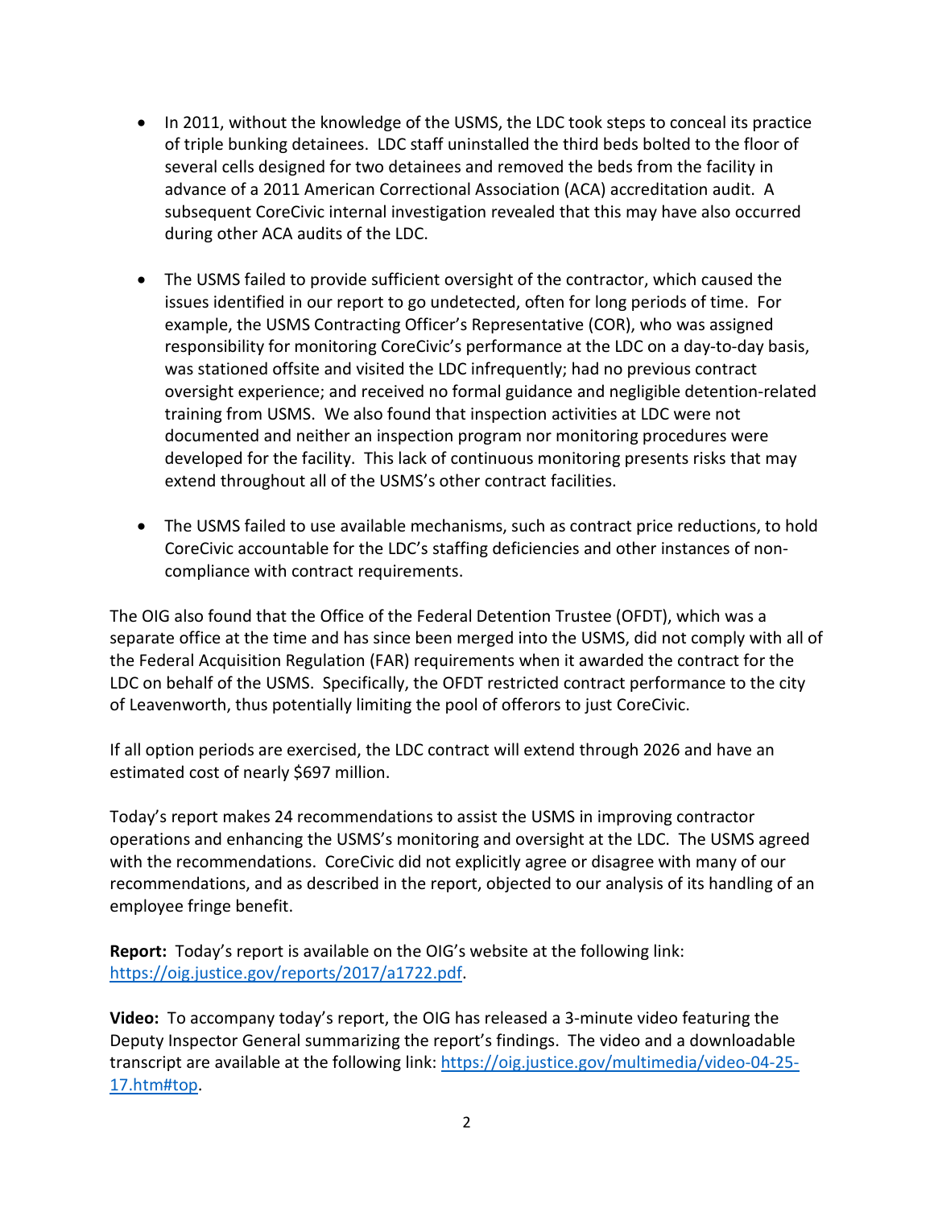- In 2011, without the knowledge of the USMS, the LDC took steps to conceal its practice of triple bunking detainees. LDC staff uninstalled the third beds bolted to the floor of several cells designed for two detainees and removed the beds from the facility in advance of a 2011 American Correctional Association (ACA) accreditation audit. A subsequent CoreCivic internal investigation revealed that this may have also occurred during other ACA audits of the LDC.

- The USMS failed to provide sufficient oversight of the contractor, which caused the issues identified in our report to go undetected, often for long periods of time. For example, the USMS Contracting Officer's Representative (COR), who was assigned responsibility for monitoring CoreCivic's performance at the LDC on a day-to-day basis, was stationed offsite and visited the LDC infrequently; had no previous contract oversight experience; and received no formal guidance and negligible detention-related training from USMS. We also found that inspection activities at LDC were not documented and neither an inspection program nor monitoring procedures were developed for the facility. This lack of continuous monitoring presents risks that may extend throughout all of the USMS's other contract facilities.

- The USMS failed to use available mechanisms, such as contract price reductions, to hold CoreCivic accountable for the LDC's staffing deficiencies and other instances of non-compliance with contract requirements.

The OIG also found that the Office of the Federal Detention Trustee (OFDT), which was a separate office at the time and has since been merged into the USMS, did not comply with all of the Federal Acquisition Regulation (FAR) requirements when it awarded the contract for the LDC on behalf of the USMS. Specifically, the OFDT restricted contract performance to the city of Leavenworth, thus potentially limiting the pool of offerors to just CoreCivic.

If all option periods are exercised, the LDC contract will extend through 2026 and have an estimated cost of nearly $697 million.

Today's report makes 24 recommendations to assist the USMS in improving contractor operations and enhancing the USMS's monitoring and oversight at the LDC. The USMS agreed with the recommendations. CoreCivic did not explicitly agree or disagree with many of our recommendations, and as described in the report, objected to our analysis of its handling of an employee fringe benefit.

**Report:** Today's report is available on the OIG's website at the following link: https://oig.justice.gov/reports/2017/a1722.pdf.

**Video:** To accompany today's report, the OIG has released a 3-minute video featuring the Deputy Inspector General summarizing the report's findings. The video and a downloadable transcript are available at the following link: https://oig.justice.gov/multimedia/video-04-25-17.htm#top.